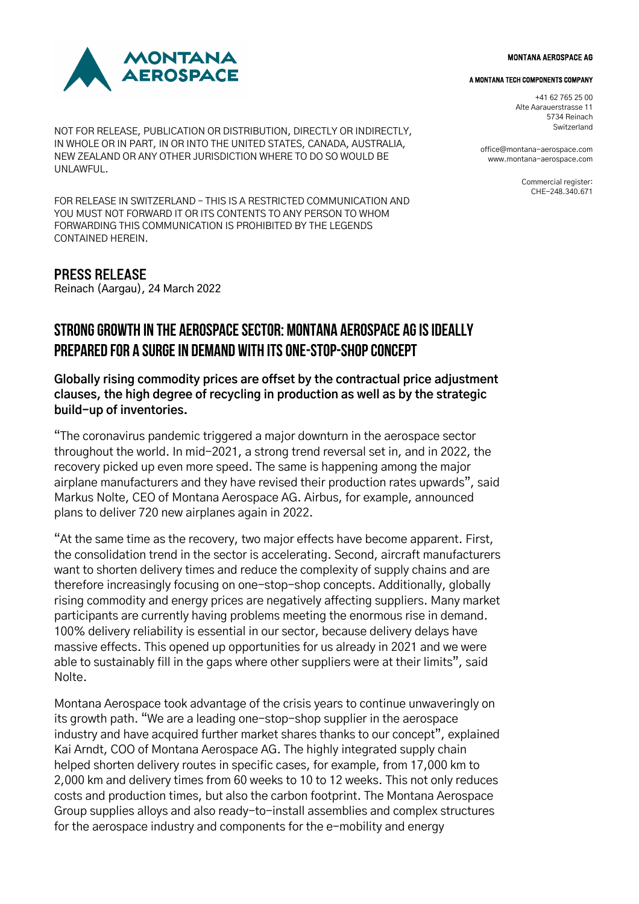MONTANA AEROSPACE AG

A MONTANA TECH COMPONENTS COMPANY

+41 62 765 25 00
Alte Aarauerstrasse 11
5734 Reinach
Switzerland

office@montana-aerospace.com
www.montana-aerospace.com

Commercial register:
CHE-248.340.671

NOT FOR RELEASE, PUBLICATION OR DISTRIBUTION, DIRECTLY OR INDIRECTLY, IN WHOLE OR IN PART, IN OR INTO THE UNITED STATES, CANADA, AUSTRALIA, NEW ZEALAND OR ANY OTHER JURISDICTION WHERE TO DO SO WOULD BE UNLAWFUL.

FOR RELEASE IN SWITZERLAND - THIS IS A RESTRICTED COMMUNICATION AND YOU MUST NOT FORWARD IT OR ITS CONTENTS TO ANY PERSON TO WHOM FORWARDING THIS COMMUNICATION IS PROHIBITED BY THE LEGENDS CONTAINED HEREIN.

## PRESS RELEASE

Reinach (Aargau), 24 March 2022

# STRONG GROWTH IN THE AEROSPACE SECTOR: MONTANA AEROSPACE AG IS IDEALLY PREPARED FOR A SURGE IN DEMAND WITH ITS ONE-STOP-SHOP CONCEPT

**Globally rising commodity prices are offset by the contractual price adjustment clauses, the high degree of recycling in production as well as by the strategic build-up of inventories.**

"The coronavirus pandemic triggered a major downturn in the aerospace sector throughout the world. In mid-2021, a strong trend reversal set in, and in 2022, the recovery picked up even more speed. The same is happening among the major airplane manufacturers and they have revised their production rates upwards", said Markus Nolte, CEO of Montana Aerospace AG. Airbus, for example, announced plans to deliver 720 new airplanes again in 2022.

"At the same time as the recovery, two major effects have become apparent. First, the consolidation trend in the sector is accelerating. Second, aircraft manufacturers want to shorten delivery times and reduce the complexity of supply chains and are therefore increasingly focusing on one-stop-shop concepts. Additionally, globally rising commodity and energy prices are negatively affecting suppliers. Many market participants are currently having problems meeting the enormous rise in demand. 100% delivery reliability is essential in our sector, because delivery delays have massive effects. This opened up opportunities for us already in 2021 and we were able to sustainably fill in the gaps where other suppliers were at their limits", said Nolte.

Montana Aerospace took advantage of the crisis years to continue unwaveringly on its growth path. "We are a leading one-stop-shop supplier in the aerospace industry and have acquired further market shares thanks to our concept", explained Kai Arndt, COO of Montana Aerospace AG. The highly integrated supply chain helped shorten delivery routes in specific cases, for example, from 17,000 km to 2,000 km and delivery times from 60 weeks to 10 to 12 weeks. This not only reduces costs and production times, but also the carbon footprint. The Montana Aerospace Group supplies alloys and also ready-to-install assemblies and complex structures for the aerospace industry and components for the e-mobility and energy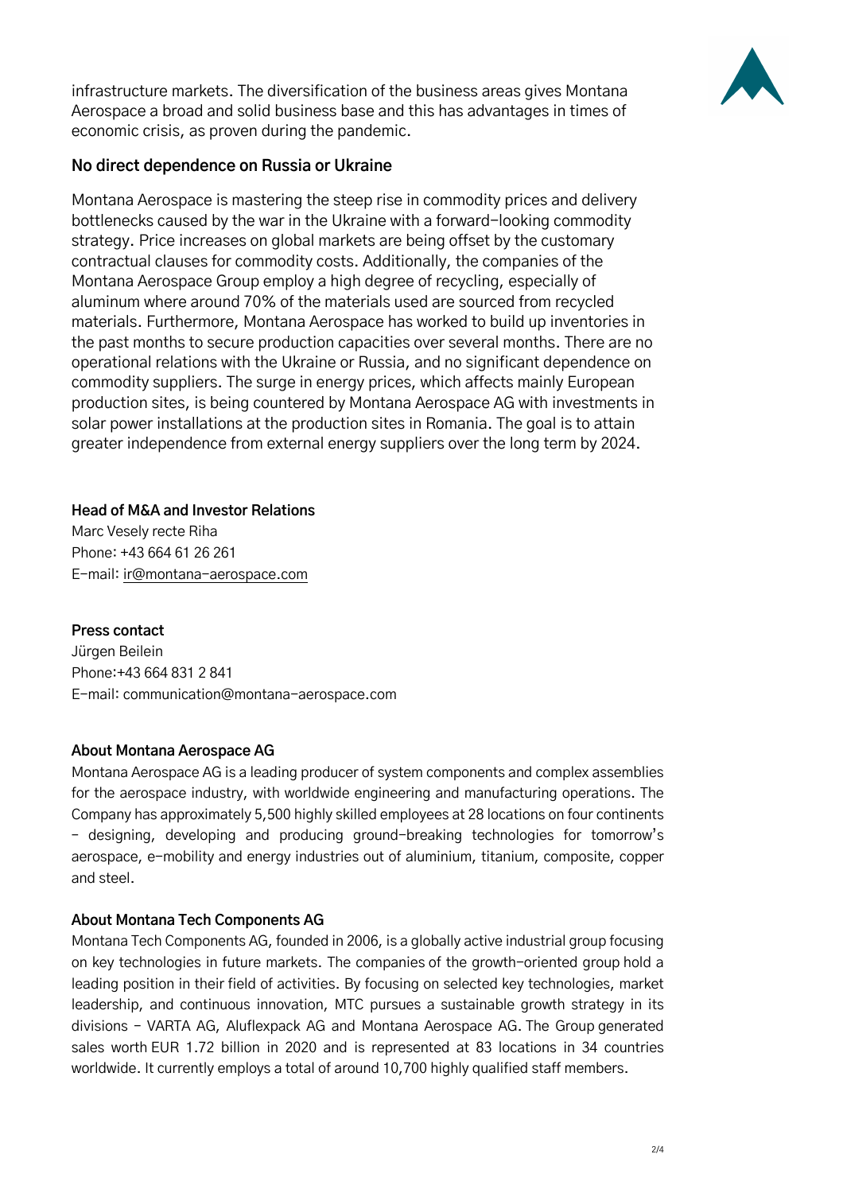infrastructure markets. The diversification of the business areas gives Montana Aerospace a broad and solid business base and this has advantages in times of economic crisis, as proven during the pandemic.

## No direct dependence on Russia or Ukraine

Montana Aerospace is mastering the steep rise in commodity prices and delivery bottlenecks caused by the war in the Ukraine with a forward-looking commodity strategy. Price increases on global markets are being offset by the customary contractual clauses for commodity costs. Additionally, the companies of the Montana Aerospace Group employ a high degree of recycling, especially of aluminum where around 70% of the materials used are sourced from recycled materials. Furthermore, Montana Aerospace has worked to build up inventories in the past months to secure production capacities over several months. There are no operational relations with the Ukraine or Russia, and no significant dependence on commodity suppliers. The surge in energy prices, which affects mainly European production sites, is being countered by Montana Aerospace AG with investments in solar power installations at the production sites in Romania. The goal is to attain greater independence from external energy suppliers over the long term by 2024.

**Head of M&A and Investor Relations**
Marc Vesely recte Riha
Phone: +43 664 61 26 261
E-mail: ir@montana-aerospace.com

**Press contact**
Jürgen Beilein
Phone:+43 664 831 2 841
E-mail: communication@montana-aerospace.com

**About Montana Aerospace AG**

Montana Aerospace AG is a leading producer of system components and complex assemblies for the aerospace industry, with worldwide engineering and manufacturing operations. The Company has approximately 5,500 highly skilled employees at 28 locations on four continents – designing, developing and producing ground-breaking technologies for tomorrow's aerospace, e-mobility and energy industries out of aluminium, titanium, composite, copper and steel.

**About Montana Tech Components AG**

Montana Tech Components AG, founded in 2006, is a globally active industrial group focusing on key technologies in future markets. The companies of the growth-oriented group hold a leading position in their field of activities. By focusing on selected key technologies, market leadership, and continuous innovation, MTC pursues a sustainable growth strategy in its divisions – VARTA AG, Aluflexpack AG and Montana Aerospace AG. The Group generated sales worth EUR 1.72 billion in 2020 and is represented at 83 locations in 34 countries worldwide. It currently employs a total of around 10,700 highly qualified staff members.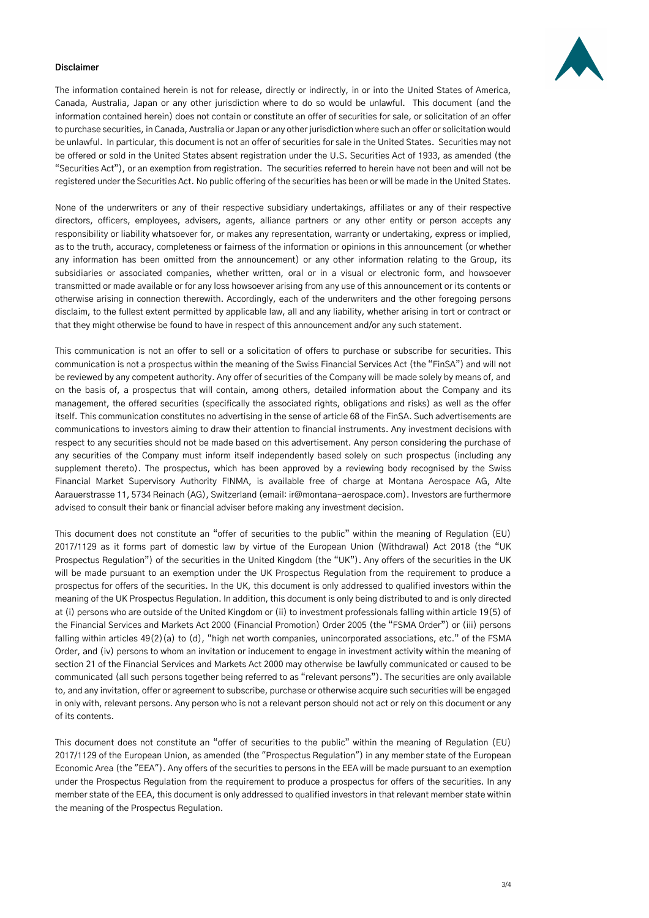**Disclaimer**

The information contained herein is not for release, directly or indirectly, in or into the United States of America, Canada, Australia, Japan or any other jurisdiction where to do so would be unlawful. This document (and the information contained herein) does not contain or constitute an offer of securities for sale, or solicitation of an offer to purchase securities, in Canada, Australia or Japan or any other jurisdiction where such an offer or solicitation would be unlawful. In particular, this document is not an offer of securities for sale in the United States. Securities may not be offered or sold in the United States absent registration under the U.S. Securities Act of 1933, as amended (the "Securities Act"), or an exemption from registration. The securities referred to herein have not been and will not be registered under the Securities Act. No public offering of the securities has been or will be made in the United States.

None of the underwriters or any of their respective subsidiary undertakings, affiliates or any of their respective directors, officers, employees, advisers, agents, alliance partners or any other entity or person accepts any responsibility or liability whatsoever for, or makes any representation, warranty or undertaking, express or implied, as to the truth, accuracy, completeness or fairness of the information or opinions in this announcement (or whether any information has been omitted from the announcement) or any other information relating to the Group, its subsidiaries or associated companies, whether written, oral or in a visual or electronic form, and howsoever transmitted or made available or for any loss howsoever arising from any use of this announcement or its contents or otherwise arising in connection therewith. Accordingly, each of the underwriters and the other foregoing persons disclaim, to the fullest extent permitted by applicable law, all and any liability, whether arising in tort or contract or that they might otherwise be found to have in respect of this announcement and/or any such statement.

This communication is not an offer to sell or a solicitation of offers to purchase or subscribe for securities. This communication is not a prospectus within the meaning of the Swiss Financial Services Act (the "FinSA") and will not be reviewed by any competent authority. Any offer of securities of the Company will be made solely by means of, and on the basis of, a prospectus that will contain, among others, detailed information about the Company and its management, the offered securities (specifically the associated rights, obligations and risks) as well as the offer itself. This communication constitutes no advertising in the sense of article 68 of the FinSA. Such advertisements are communications to investors aiming to draw their attention to financial instruments. Any investment decisions with respect to any securities should not be made based on this advertisement. Any person considering the purchase of any securities of the Company must inform itself independently based solely on such prospectus (including any supplement thereto). The prospectus, which has been approved by a reviewing body recognised by the Swiss Financial Market Supervisory Authority FINMA, is available free of charge at Montana Aerospace AG, Alte Aarauerstrasse 11, 5734 Reinach (AG), Switzerland (email: ir@montana-aerospace.com). Investors are furthermore advised to consult their bank or financial adviser before making any investment decision.

This document does not constitute an "offer of securities to the public" within the meaning of Regulation (EU) 2017/1129 as it forms part of domestic law by virtue of the European Union (Withdrawal) Act 2018 (the "UK Prospectus Regulation") of the securities in the United Kingdom (the "UK"). Any offers of the securities in the UK will be made pursuant to an exemption under the UK Prospectus Regulation from the requirement to produce a prospectus for offers of the securities. In the UK, this document is only addressed to qualified investors within the meaning of the UK Prospectus Regulation. In addition, this document is only being distributed to and is only directed at (i) persons who are outside of the United Kingdom or (ii) to investment professionals falling within article 19(5) of the Financial Services and Markets Act 2000 (Financial Promotion) Order 2005 (the "FSMA Order") or (iii) persons falling within articles 49(2)(a) to (d), "high net worth companies, unincorporated associations, etc." of the FSMA Order, and (iv) persons to whom an invitation or inducement to engage in investment activity within the meaning of section 21 of the Financial Services and Markets Act 2000 may otherwise be lawfully communicated or caused to be communicated (all such persons together being referred to as "relevant persons"). The securities are only available to, and any invitation, offer or agreement to subscribe, purchase or otherwise acquire such securities will be engaged in only with, relevant persons. Any person who is not a relevant person should not act or rely on this document or any of its contents.

This document does not constitute an "offer of securities to the public" within the meaning of Regulation (EU) 2017/1129 of the European Union, as amended (the "Prospectus Regulation") in any member state of the European Economic Area (the "EEA"). Any offers of the securities to persons in the EEA will be made pursuant to an exemption under the Prospectus Regulation from the requirement to produce a prospectus for offers of the securities. In any member state of the EEA, this document is only addressed to qualified investors in that relevant member state within the meaning of the Prospectus Regulation.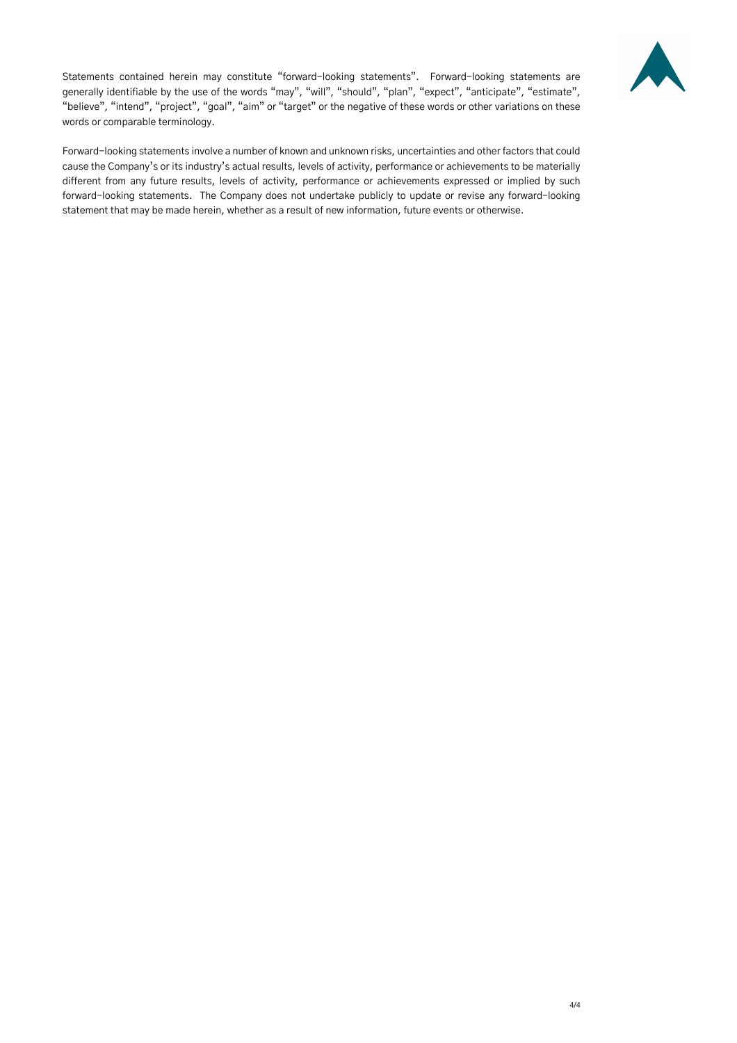Statements contained herein may constitute "forward-looking statements". Forward-looking statements are generally identifiable by the use of the words "may", "will", "should", "plan", "expect", "anticipate", "estimate", "believe", "intend", "project", "goal", "aim" or "target" or the negative of these words or other variations on these words or comparable terminology.

Forward-looking statements involve a number of known and unknown risks, uncertainties and other factors that could cause the Company's or its industry's actual results, levels of activity, performance or achievements to be materially different from any future results, levels of activity, performance or achievements expressed or implied by such forward-looking statements. The Company does not undertake publicly to update or revise any forward-looking statement that may be made herein, whether as a result of new information, future events or otherwise.